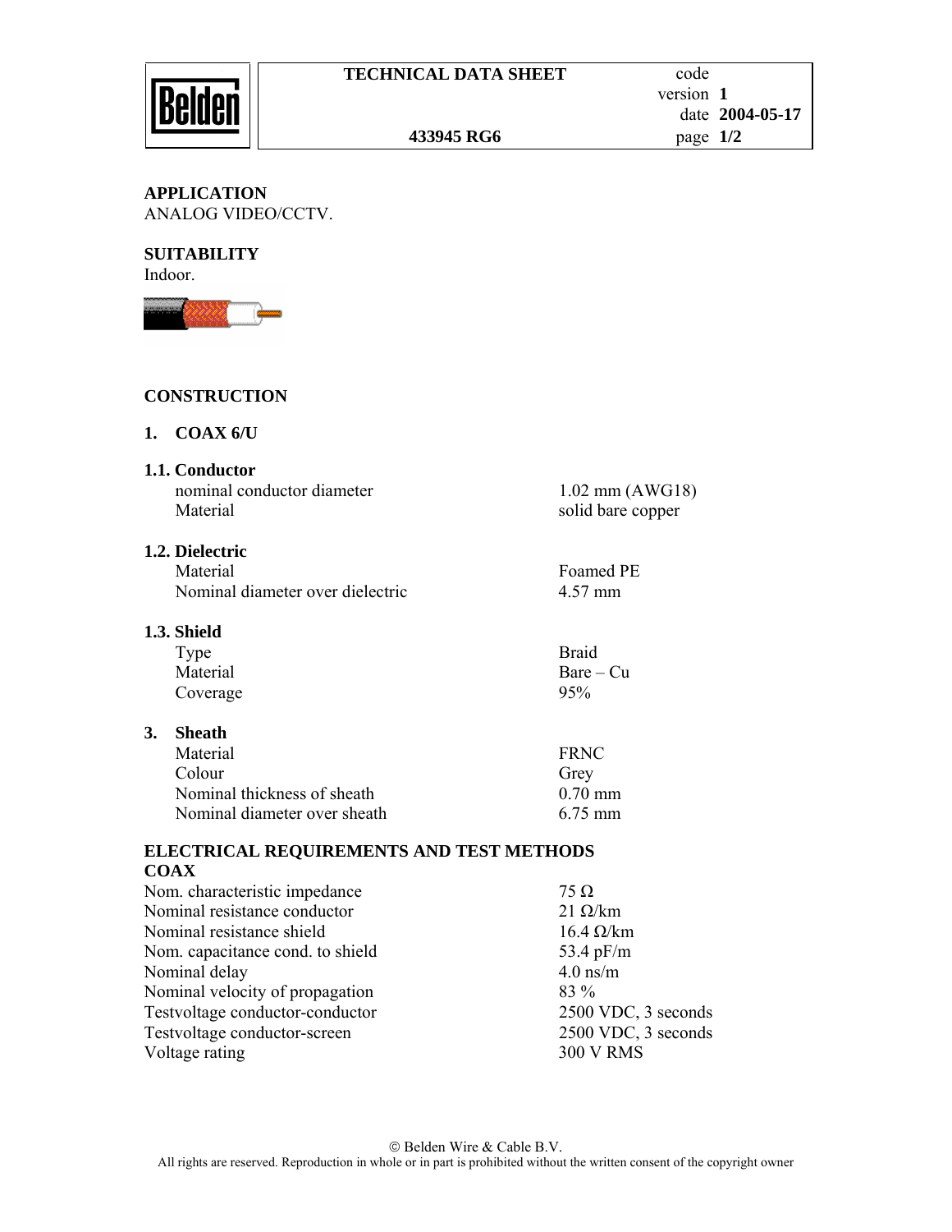**TECHNICAL DATA SHEET**

**433945 RG6**

| | |
|---|---|
| code | |
| version | **1** |
| date | **2004-05-17** |

## APPLICATION

ANALOG VIDEO/CCTV.

## SUITABILITY

Indoor.

## CONSTRUCTION

### 1. COAX 6/U

#### 1.1. Conductor

| | |
|---|---|
| nominal conductor diameter | 1.02 mm (AWG18) |
| Material | solid bare copper |

#### 1.2. Dielectric

| | |
|---|---|
| Material | Foamed PE |
| Nominal diameter over dielectric | 4.57 mm |

#### 1.3. Shield

| | |
|---|---|
| Type | Braid |
| Material | Bare – Cu |
| Coverage | 95% |

### 3. Sheath

| | |
|---|---|
| Material | FRNC |
| Colour | Grey |
| Nominal thickness of sheath | 0.70 mm |
| Nominal diameter over sheath | 6.75 mm |

## ELECTRICAL REQUIREMENTS AND TEST METHODS

### COAX

| | |
|---|---|
| Nom. characteristic impedance | 75 Ω |
| Nominal resistance conductor | 21 Ω/km |
| Nominal resistance shield | 16.4 Ω/km |
| Nom. capacitance cond. to shield | 53.4 pF/m |
| Nominal delay | 4.0 ns/m |
| Nominal velocity of propagation | 83 % |
| Testvoltage conductor-conductor | 2500 VDC, 3 seconds |
| Testvoltage conductor-screen | 2500 VDC, 3 seconds |
| Voltage rating | 300 V RMS |

© Belden Wire & Cable B.V.
All rights are reserved. Reproduction in whole or in part is prohibited without the written consent of the copyright owner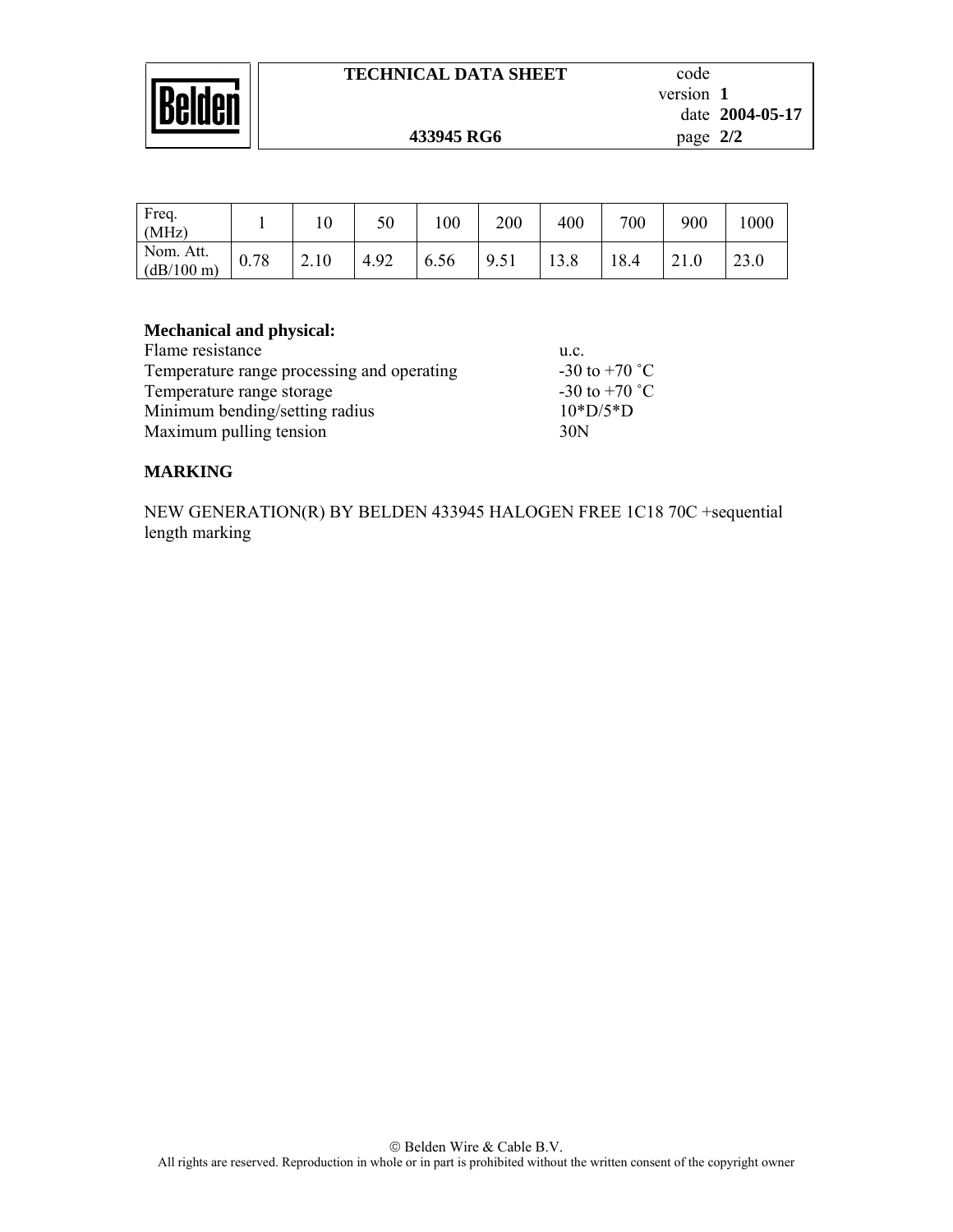| Freq. (MHz) | 1 | 10 | 50 | 100 | 200 | 400 | 700 | 900 | 1000 |
| --- | --- | --- | --- | --- | --- | --- | --- | --- | --- |
| Nom. Att. (dB/100 m) | 0.78 | 2.10 | 4.92 | 6.56 | 9.51 | 13.8 | 18.4 | 21.0 | 23.0 |

**Mechanical and physical:**

| | |
| --- | --- |
| Flame resistance | u.c. |
| Temperature range processing and operating | -30 to +70 ˚C |
| Temperature range storage | -30 to +70 ˚C |
| Minimum bending/setting radius | 10*D/5*D |
| Maximum pulling tension | 30N |

**MARKING**

NEW GENERATION(R) BY BELDEN 433945 HALOGEN FREE 1C18 70C +sequential length marking